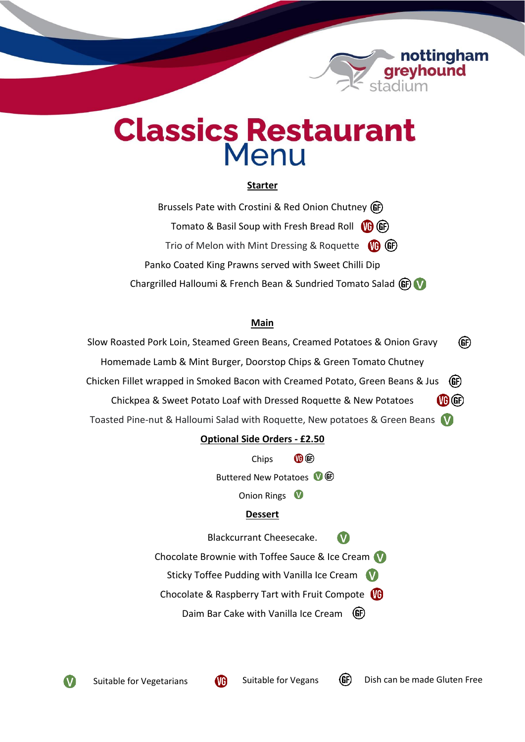nottingham greyhound stadium

# Classics Restaurant Menu

## Starter

Brussels Pate with Crostini & Red Onion Chutney (GF)

Tomato & Basil Soup with Fresh Bread Roll (VG) (GF)

Trio of Melon with Mint Dressing & Roquette (VG) (GF)

Panko Coated King Prawns served with Sweet Chilli Dip

Chargrilled Halloumi & French Bean & Sundried Tomato Salad (GF) (V)

## Main

Slow Roasted Pork Loin, Steamed Green Beans, Creamed Potatoes & Onion Gravy (GF)

Homemade Lamb & Mint Burger, Doorstop Chips & Green Tomato Chutney

Chicken Fillet wrapped in Smoked Bacon with Creamed Potato, Green Beans & Jus (GF)

Chickpea & Sweet Potato Loaf with Dressed Roquette & New Potatoes (VG) (GF)

Toasted Pine-nut & Halloumi Salad with Roquette, New potatoes & Green Beans (V)

## Optional Side Orders - £2.50

Chips (VG) (GF)

Buttered New Potatoes (V) (GF)

Onion Rings (V)

## Dessert

Blackcurrant Cheesecake. (V)

Chocolate Brownie with Toffee Sauce & Ice Cream (V)

Sticky Toffee Pudding with Vanilla Ice Cream (V)

Chocolate & Raspberry Tart with Fruit Compote (VG)

Daim Bar Cake with Vanilla Ice Cream (GF)

(V) Suitable for Vegetarians (VG) Suitable for Vegans (GF) Dish can be made Gluten Free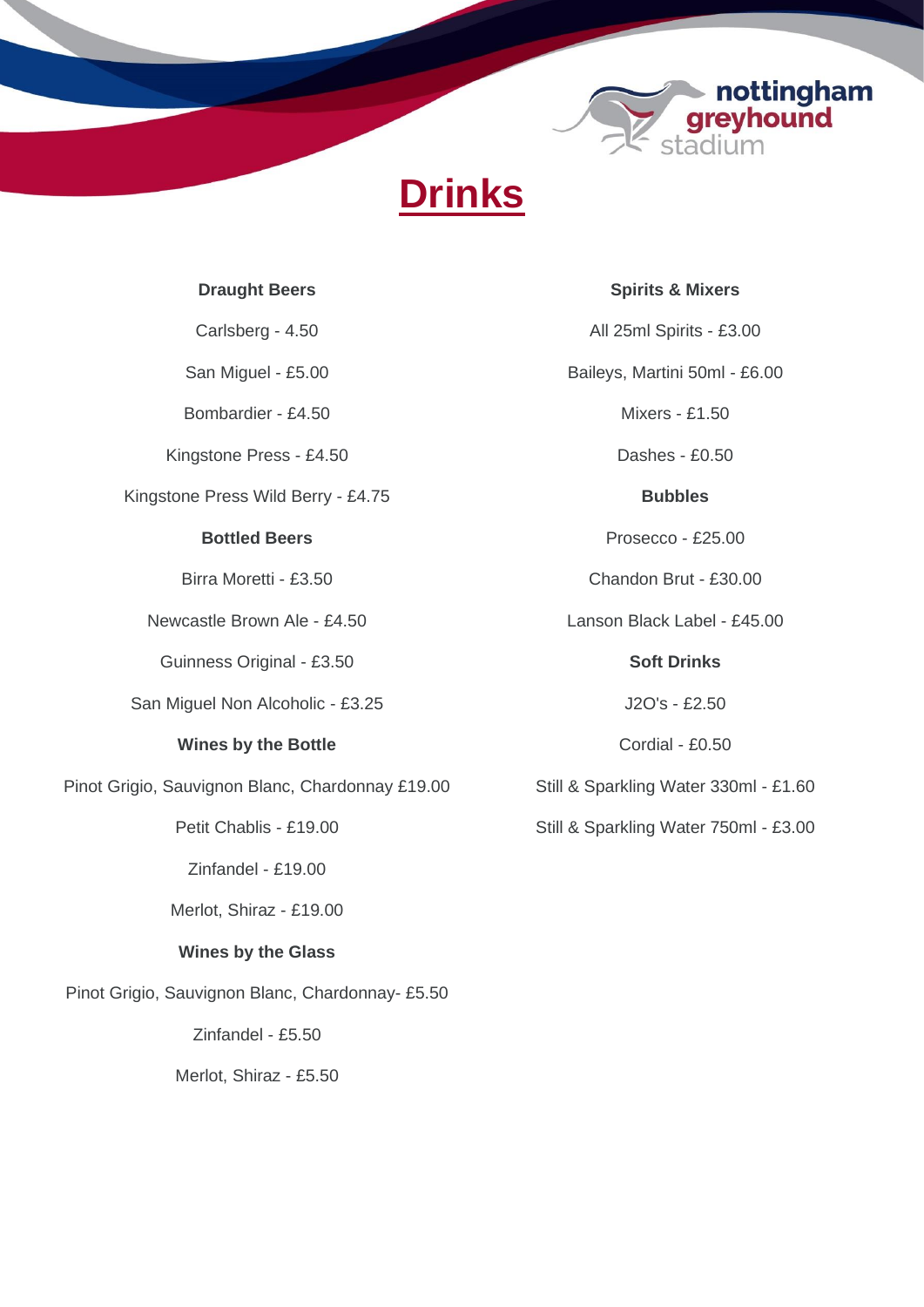nottingham greyhound stadium

# Drinks

### Draught Beers

Carlsberg - 4.50

San Miguel - £5.00

Bombardier - £4.50

Kingstone Press - £4.50

Kingstone Press Wild Berry - £4.75

### Bottled Beers

Birra Moretti - £3.50

Newcastle Brown Ale - £4.50

Guinness Original - £3.50

San Miguel Non Alcoholic - £3.25

### Wines by the Bottle

Pinot Grigio, Sauvignon Blanc, Chardonnay £19.00

Petit Chablis - £19.00

Zinfandel - £19.00

Merlot, Shiraz - £19.00

### Wines by the Glass

Pinot Grigio, Sauvignon Blanc, Chardonnay- £5.50

Zinfandel - £5.50

Merlot, Shiraz - £5.50

### Spirits & Mixers

All 25ml Spirits - £3.00

Baileys, Martini 50ml - £6.00

Mixers - £1.50

Dashes - £0.50

### Bubbles

Prosecco - £25.00

Chandon Brut - £30.00

Lanson Black Label - £45.00

### Soft Drinks

J2O's - £2.50

Cordial - £0.50

Still & Sparkling Water 330ml - £1.60

Still & Sparkling Water 750ml - £3.00